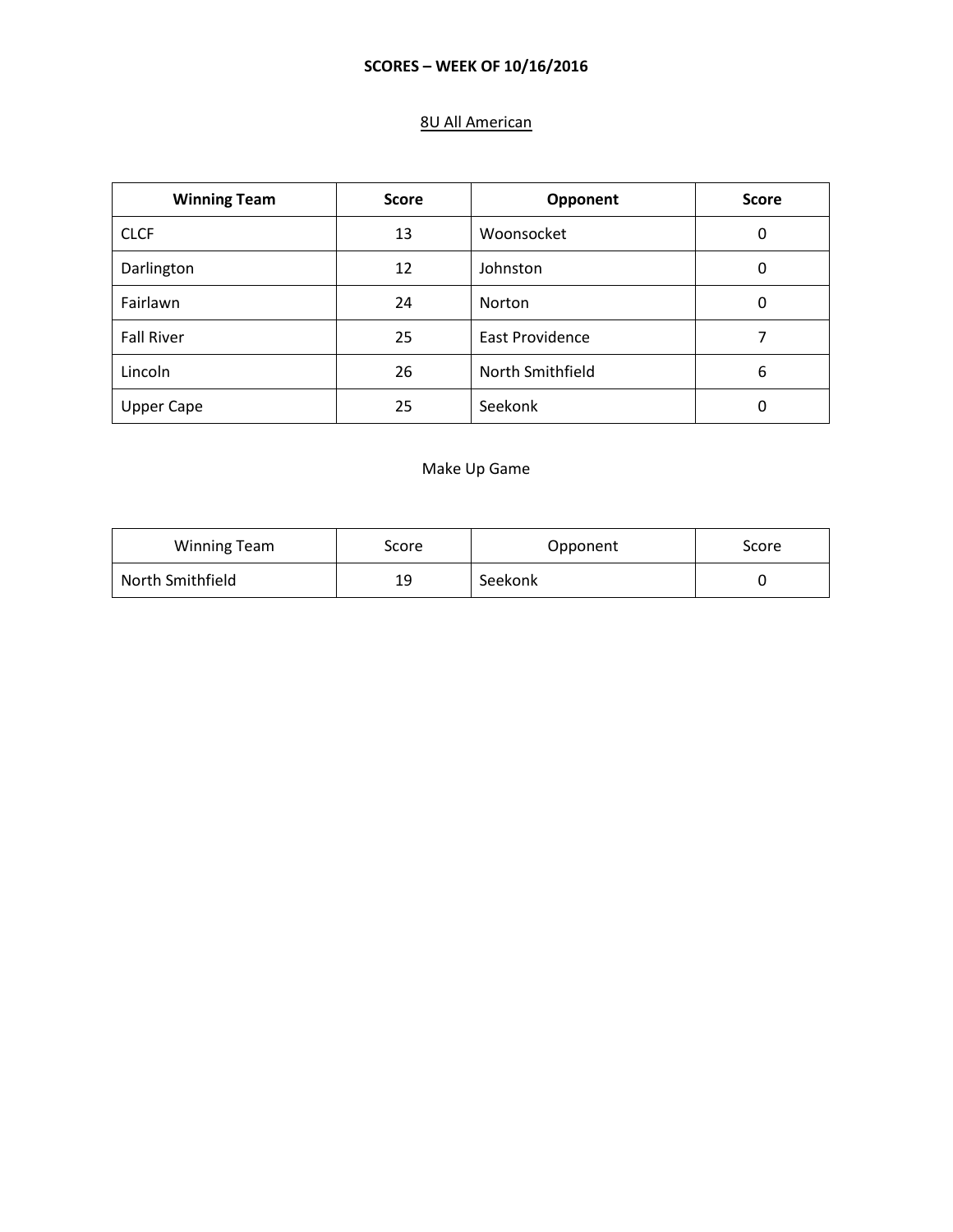**SCORES – WEEK OF 10/16/2016**

8U All American

| Winning Team | Score | Opponent | Score |
|---|---|---|---|
| CLCF | 13 | Woonsocket | 0 |
| Darlington | 12 | Johnston | 0 |
| Fairlawn | 24 | Norton | 0 |
| Fall River | 25 | East Providence | 7 |
| Lincoln | 26 | North Smithfield | 6 |
| Upper Cape | 25 | Seekonk | 0 |

Make Up Game

| Winning Team | Score | Opponent | Score |
|---|---|---|---|
| North Smithfield | 19 | Seekonk | 0 |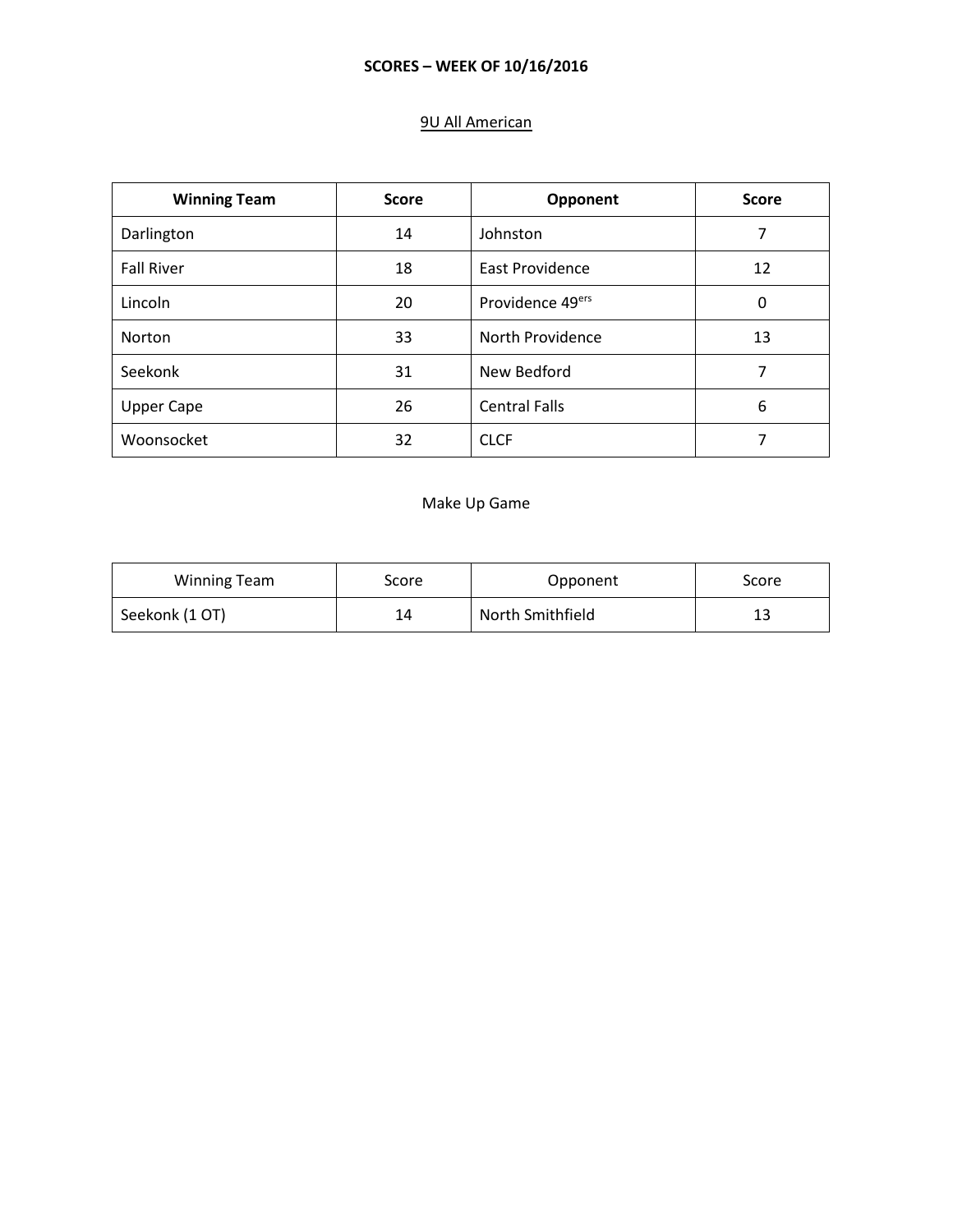**SCORES – WEEK OF 10/16/2016**

9U All American

| Winning Team | Score | Opponent | Score |
|---|---|---|---|
| Darlington | 14 | Johnston | 7 |
| Fall River | 18 | East Providence | 12 |
| Lincoln | 20 | Providence 49ers | 0 |
| Norton | 33 | North Providence | 13 |
| Seekonk | 31 | New Bedford | 7 |
| Upper Cape | 26 | Central Falls | 6 |
| Woonsocket | 32 | CLCF | 7 |

Make Up Game

| Winning Team | Score | Opponent | Score |
|---|---|---|---|
| Seekonk (1 OT) | 14 | North Smithfield | 13 |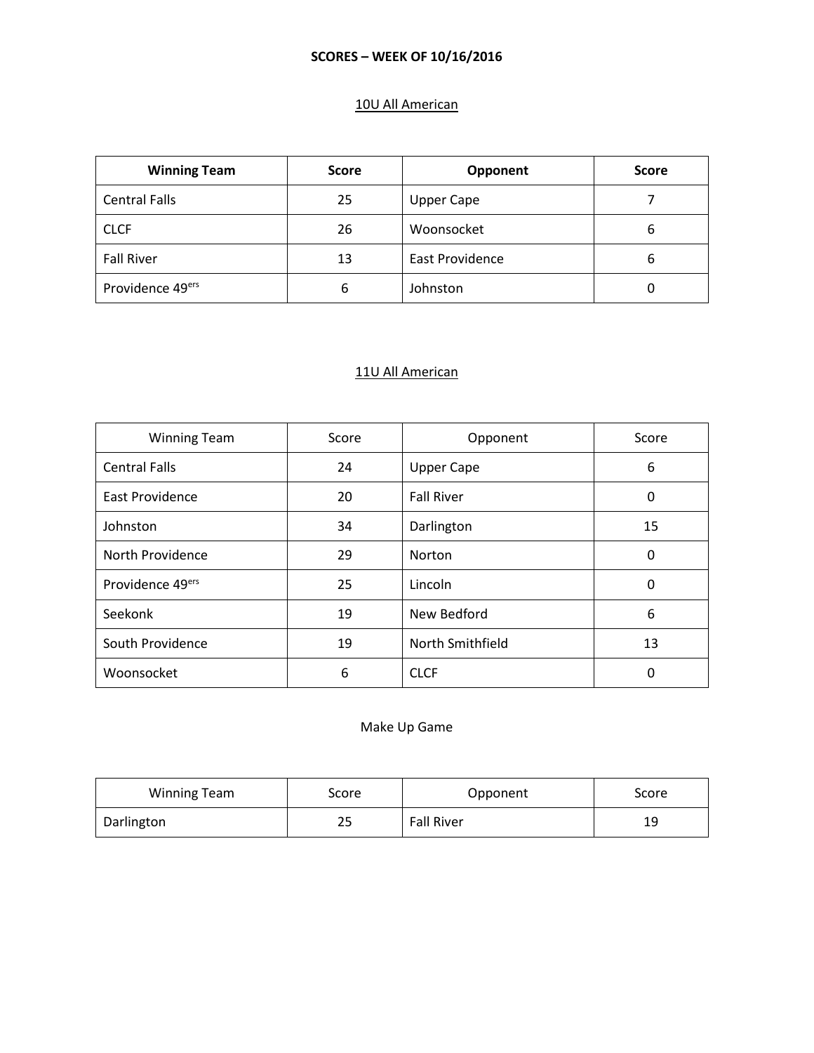**SCORES – WEEK OF 10/16/2016**

10U All American

| Winning Team | Score | Opponent | Score |
|---|---|---|---|
| Central Falls | 25 | Upper Cape | 7 |
| CLCF | 26 | Woonsocket | 6 |
| Fall River | 13 | East Providence | 6 |
| Providence 49ers | 6 | Johnston | 0 |

11U All American

| Winning Team | Score | Opponent | Score |
|---|---|---|---|
| Central Falls | 24 | Upper Cape | 6 |
| East Providence | 20 | Fall River | 0 |
| Johnston | 34 | Darlington | 15 |
| North Providence | 29 | Norton | 0 |
| Providence 49ers | 25 | Lincoln | 0 |
| Seekonk | 19 | New Bedford | 6 |
| South Providence | 19 | North Smithfield | 13 |
| Woonsocket | 6 | CLCF | 0 |

Make Up Game

| Winning Team | Score | Opponent | Score |
|---|---|---|---|
| Darlington | 25 | Fall River | 19 |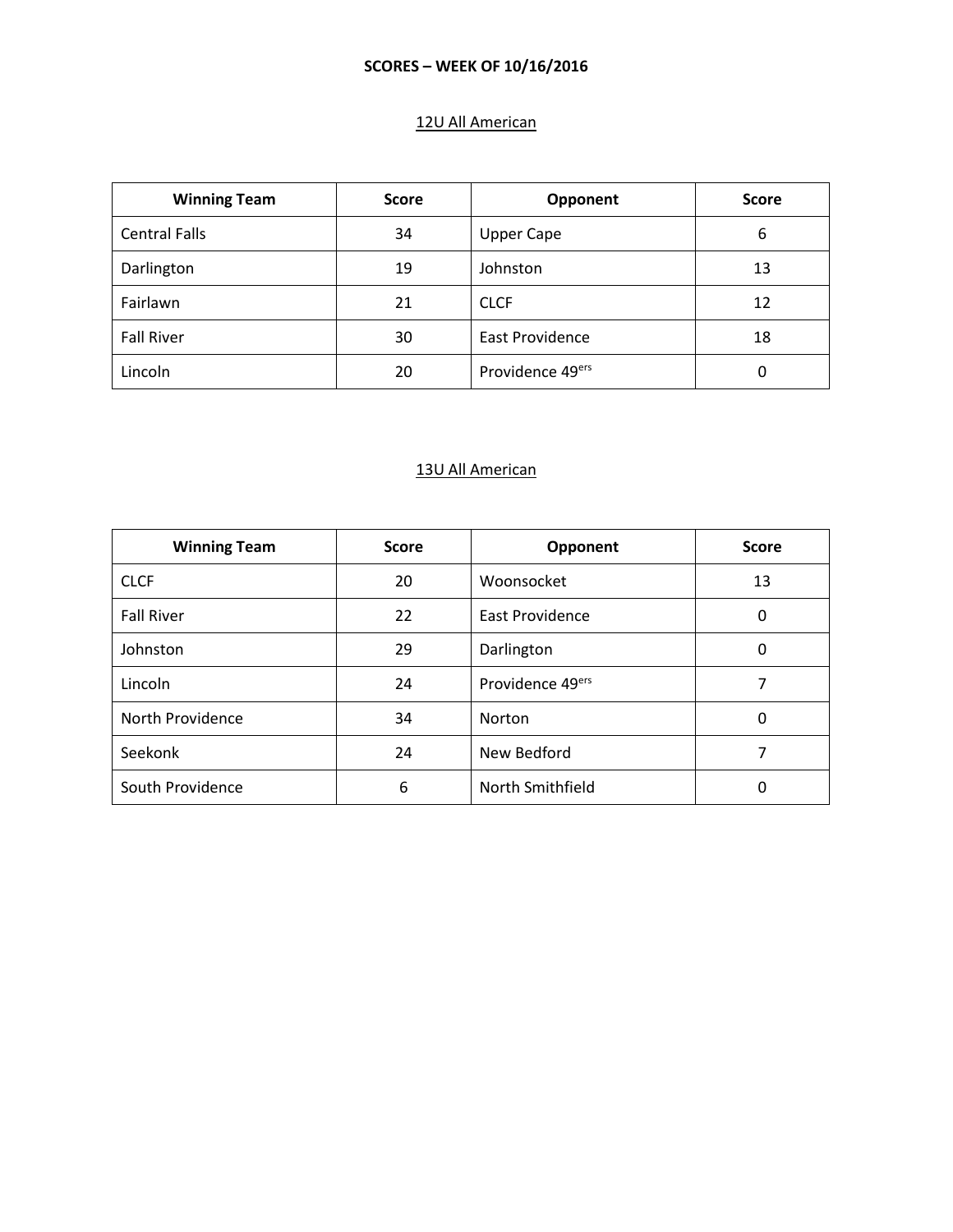**SCORES – WEEK OF 10/16/2016**

## 12U All American

| Winning Team | Score | Opponent | Score |
|---|---|---|---|
| Central Falls | 34 | Upper Cape | 6 |
| Darlington | 19 | Johnston | 13 |
| Fairlawn | 21 | CLCF | 12 |
| Fall River | 30 | East Providence | 18 |
| Lincoln | 20 | Providence 49ers | 0 |

## 13U All American

| Winning Team | Score | Opponent | Score |
|---|---|---|---|
| CLCF | 20 | Woonsocket | 13 |
| Fall River | 22 | East Providence | 0 |
| Johnston | 29 | Darlington | 0 |
| Lincoln | 24 | Providence 49ers | 7 |
| North Providence | 34 | Norton | 0 |
| Seekonk | 24 | New Bedford | 7 |
| South Providence | 6 | North Smithfield | 0 |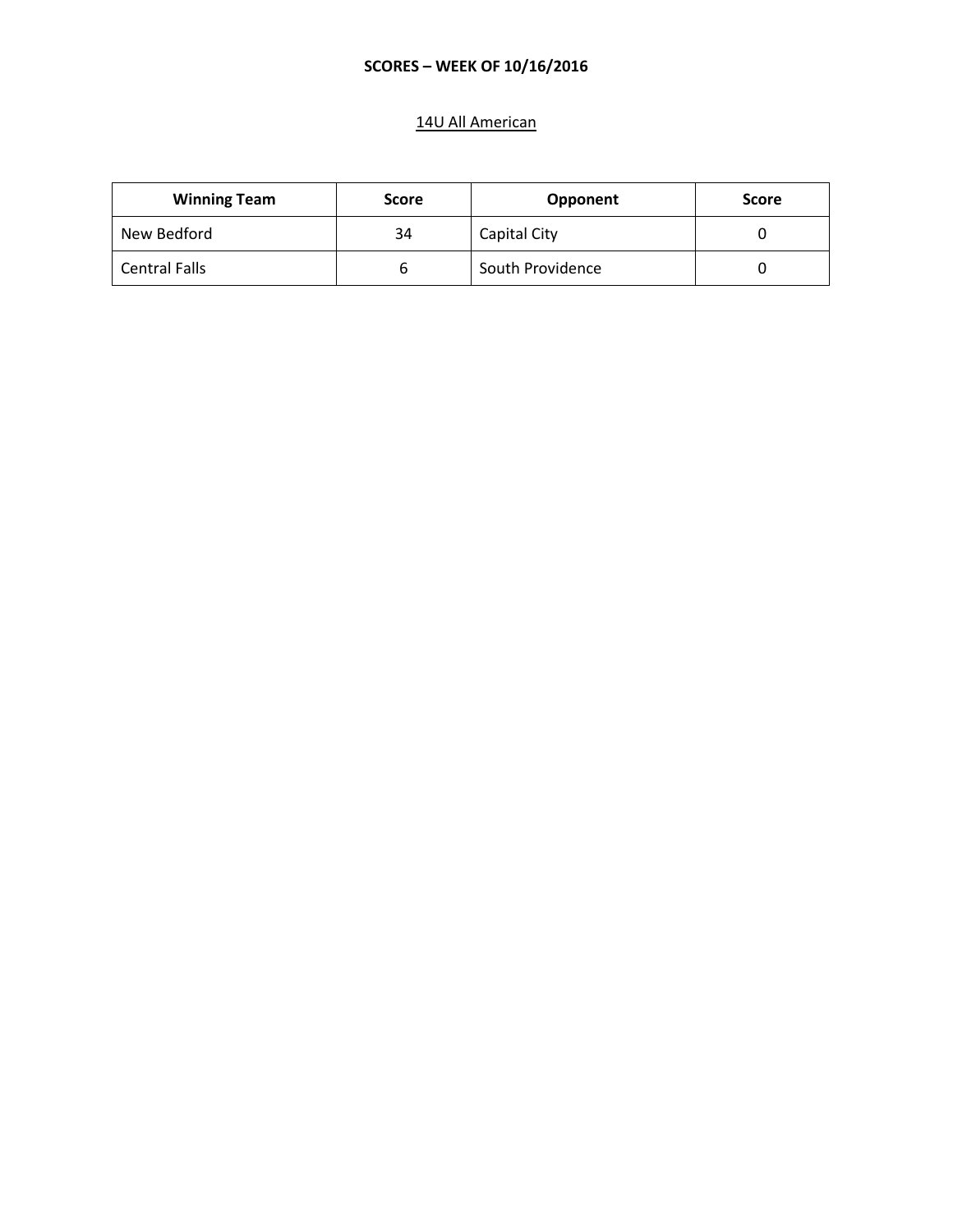**SCORES – WEEK OF 10/16/2016**

14U All American

| Winning Team | Score | Opponent | Score |
|---|---|---|---|
| New Bedford | 34 | Capital City | 0 |
| Central Falls | 6 | South Providence | 0 |